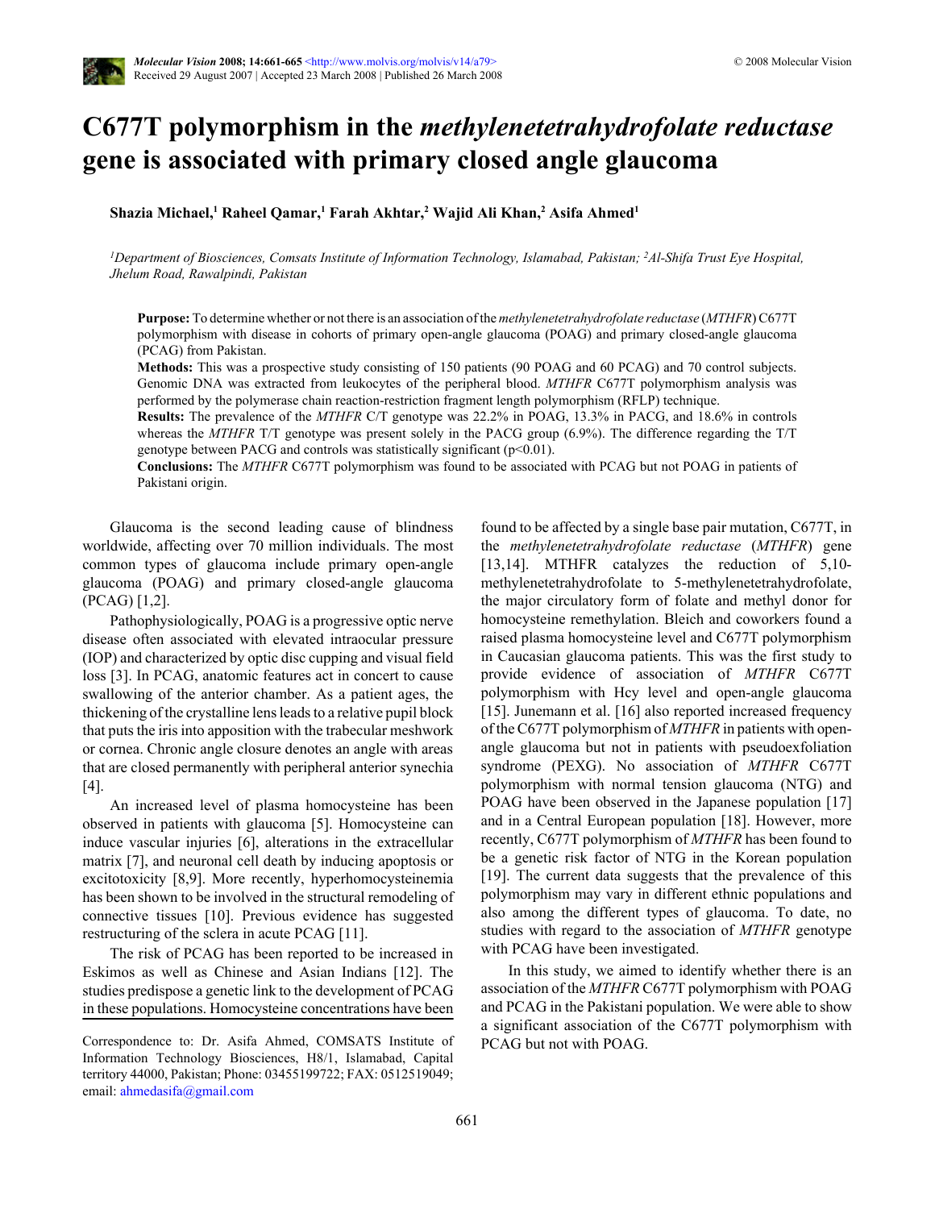# C677T polymorphism in the *methylenetetrahydrofolate reductase* gene is associated with primary closed angle glaucoma

**Shazia Michael,[1] Raheel Qamar,[1] Farah Akhtar,[2] Wajid Ali Khan,[2] Asifa Ahmed[1]**

*[1]Department of Biosciences, Comsats Institute of Information Technology, Islamabad, Pakistan; [2]Al-Shifa Trust Eye Hospital, Jhelum Road, Rawalpindi, Pakistan*

**Purpose:** To determine whether or not there is an association of the *methylenetetrahydrofolate reductase* (*MTHFR*) C677T polymorphism with disease in cohorts of primary open-angle glaucoma (POAG) and primary closed-angle glaucoma (PCAG) from Pakistan.

**Methods:** This was a prospective study consisting of 150 patients (90 POAG and 60 PCAG) and 70 control subjects. Genomic DNA was extracted from leukocytes of the peripheral blood. *MTHFR* C677T polymorphism analysis was performed by the polymerase chain reaction-restriction fragment length polymorphism (RFLP) technique.

**Results:** The prevalence of the *MTHFR* C/T genotype was 22.2% in POAG, 13.3% in PACG, and 18.6% in controls whereas the *MTHFR* T/T genotype was present solely in the PACG group (6.9%). The difference regarding the T/T genotype between PACG and controls was statistically significant ($p<0.01$).

**Conclusions:** The *MTHFR* C677T polymorphism was found to be associated with PCAG but not POAG in patients of Pakistani origin.

Glaucoma is the second leading cause of blindness worldwide, affecting over 70 million individuals. The most common types of glaucoma include primary open-angle glaucoma (POAG) and primary closed-angle glaucoma (PCAG) [1,2].

Pathophysiologically, POAG is a progressive optic nerve disease often associated with elevated intraocular pressure (IOP) and characterized by optic disc cupping and visual field loss [3]. In PCAG, anatomic features act in concert to cause swallowing of the anterior chamber. As a patient ages, the thickening of the crystalline lens leads to a relative pupil block that puts the iris into apposition with the trabecular meshwork or cornea. Chronic angle closure denotes an angle with areas that are closed permanently with peripheral anterior synechia [4].

An increased level of plasma homocysteine has been observed in patients with glaucoma [5]. Homocysteine can induce vascular injuries [6], alterations in the extracellular matrix [7], and neuronal cell death by inducing apoptosis or excitotoxicity [8,9]. More recently, hyperhomocysteinemia has been shown to be involved in the structural remodeling of connective tissues [10]. Previous evidence has suggested restructuring of the sclera in acute PCAG [11].

The risk of PCAG has been reported to be increased in Eskimos as well as Chinese and Asian Indians [12]. The studies predispose a genetic link to the development of PCAG in these populations. Homocysteine concentrations have been found to be affected by a single base pair mutation, C677T, in the *methylenetetrahydrofolate reductase* (*MTHFR*) gene [13,14]. MTHFR catalyzes the reduction of 5,10-methylenetetrahydrofolate to 5-methylenetetrahydrofolate, the major circulatory form of folate and methyl donor for homocysteine remethylation. Bleich and coworkers found a raised plasma homocysteine level and C677T polymorphism in Caucasian glaucoma patients. This was the first study to provide evidence of association of *MTHFR* C677T polymorphism with Hcy level and open-angle glaucoma [15]. Junemann et al. [16] also reported increased frequency of the C677T polymorphism of *MTHFR* in patients with open-angle glaucoma but not in patients with pseudoexfoliation syndrome (PEXG). No association of *MTHFR* C677T polymorphism with normal tension glaucoma (NTG) and POAG have been observed in the Japanese population [17] and in a Central European population [18]. However, more recently, C677T polymorphism of *MTHFR* has been found to be a genetic risk factor of NTG in the Korean population [19]. The current data suggests that the prevalence of this polymorphism may vary in different ethnic populations and also among the different types of glaucoma. To date, no studies with regard to the association of *MTHFR* genotype with PCAG have been investigated.

In this study, we aimed to identify whether there is an association of the *MTHFR* C677T polymorphism with POAG and PCAG in the Pakistani population. We were able to show a significant association of the C677T polymorphism with PCAG but not with POAG.

Correspondence to: Dr. Asifa Ahmed, COMSATS Institute of Information Technology Biosciences, H8/1, Islamabad, Capital territory 44000, Pakistan; Phone: 03455199722; FAX: 0512519049; email: ahmedasifa@gmail.com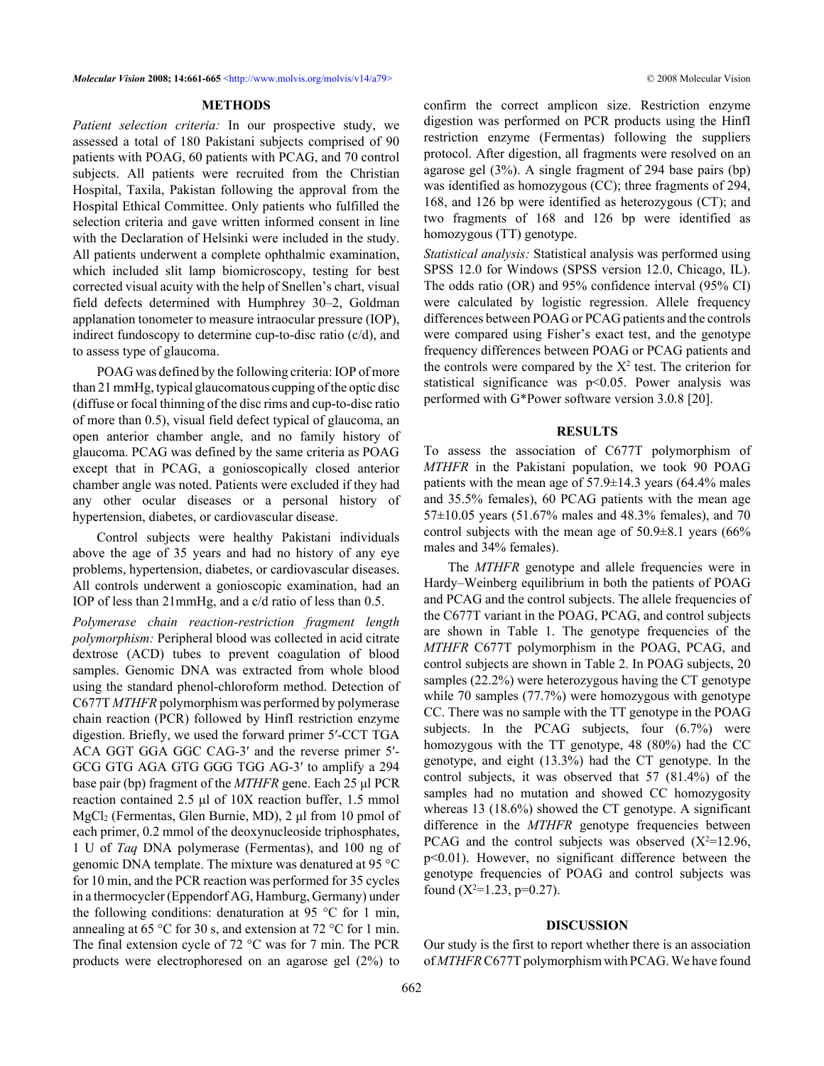## METHODS

*Patient selection criteria:* In our prospective study, we assessed a total of 180 Pakistani subjects comprised of 90 patients with POAG, 60 patients with PCAG, and 70 control subjects. All patients were recruited from the Christian Hospital, Taxila, Pakistan following the approval from the Hospital Ethical Committee. Only patients who fulfilled the selection criteria and gave written informed consent in line with the Declaration of Helsinki were included in the study. All patients underwent a complete ophthalmic examination, which included slit lamp biomicroscopy, testing for best corrected visual acuity with the help of Snellen's chart, visual field defects determined with Humphrey 30–2, Goldman applanation tonometer to measure intraocular pressure (IOP), indirect fundoscopy to determine cup-to-disc ratio (c/d), and to assess type of glaucoma.

POAG was defined by the following criteria: IOP of more than 21 mmHg, typical glaucomatous cupping of the optic disc (diffuse or focal thinning of the disc rims and cup-to-disc ratio of more than 0.5), visual field defect typical of glaucoma, an open anterior chamber angle, and no family history of glaucoma. PCAG was defined by the same criteria as POAG except that in PCAG, a gonioscopically closed anterior chamber angle was noted. Patients were excluded if they had any other ocular diseases or a personal history of hypertension, diabetes, or cardiovascular disease.

Control subjects were healthy Pakistani individuals above the age of 35 years and had no history of any eye problems, hypertension, diabetes, or cardiovascular diseases. All controls underwent a gonioscopic examination, had an IOP of less than 21mmHg, and a c/d ratio of less than 0.5.

*Polymerase chain reaction-restriction fragment length polymorphism:* Peripheral blood was collected in acid citrate dextrose (ACD) tubes to prevent coagulation of blood samples. Genomic DNA was extracted from whole blood using the standard phenol-chloroform method. Detection of C677T *MTHFR* polymorphism was performed by polymerase chain reaction (PCR) followed by HinfI restriction enzyme digestion. Briefly, we used the forward primer 5′-CCT TGA ACA GGT GGA GGC CAG-3′ and the reverse primer 5′-GCG GTG AGA GTG GGG TGG AG-3′ to amplify a 294 base pair (bp) fragment of the *MTHFR* gene. Each 25 µl PCR reaction contained 2.5 µl of 10X reaction buffer, 1.5 mmol $MgCl_2$ (Fermentas, Glen Burnie, MD), 2 µl from 10 pmol of each primer, 0.2 mmol of the deoxynucleoside triphosphates, 1 U of *Taq* DNA polymerase (Fermentas), and 100 ng of genomic DNA template. The mixture was denatured at 95 °C for 10 min, and the PCR reaction was performed for 35 cycles in a thermocycler (Eppendorf AG, Hamburg, Germany) under the following conditions: denaturation at 95 °C for 1 min, annealing at 65 °C for 30 s, and extension at 72 °C for 1 min. The final extension cycle of 72 °C was for 7 min. The PCR products were electrophoresed on an agarose gel (2%) to confirm the correct amplicon size. Restriction enzyme digestion was performed on PCR products using the HinfI restriction enzyme (Fermentas) following the suppliers protocol. After digestion, all fragments were resolved on an agarose gel (3%). A single fragment of 294 base pairs (bp) was identified as homozygous (CC); three fragments of 294, 168, and 126 bp were identified as heterozygous (CT); and two fragments of 168 and 126 bp were identified as homozygous (TT) genotype.

*Statistical analysis:* Statistical analysis was performed using SPSS 12.0 for Windows (SPSS version 12.0, Chicago, IL). The odds ratio (OR) and 95% confidence interval (95% CI) were calculated by logistic regression. Allele frequency differences between POAG or PCAG patients and the controls were compared using Fisher's exact test, and the genotype frequency differences between POAG or PCAG patients and the controls were compared by the $X^2$ test. The criterion for statistical significance was $p<0.05$. Power analysis was performed with G*Power software version 3.0.8 [20].

## RESULTS

To assess the association of C677T polymorphism of *MTHFR* in the Pakistani population, we took 90 POAG patients with the mean age of 57.9±14.3 years (64.4% males and 35.5% females), 60 PCAG patients with the mean age 57±10.05 years (51.67% males and 48.3% females), and 70 control subjects with the mean age of 50.9±8.1 years (66% males and 34% females).

The *MTHFR* genotype and allele frequencies were in Hardy–Weinberg equilibrium in both the patients of POAG and PCAG and the control subjects. The allele frequencies of the C677T variant in the POAG, PCAG, and control subjects are shown in Table 1. The genotype frequencies of the *MTHFR* C677T polymorphism in the POAG, PCAG, and control subjects are shown in Table 2. In POAG subjects, 20 samples (22.2%) were heterozygous having the CT genotype while 70 samples (77.7%) were homozygous with genotype CC. There was no sample with the TT genotype in the POAG subjects. In the PCAG subjects, four (6.7%) were homozygous with the TT genotype, 48 (80%) had the CC genotype, and eight (13.3%) had the CT genotype. In the control subjects, it was observed that 57 (81.4%) of the samples had no mutation and showed CC homozygosity whereas 13 (18.6%) showed the CT genotype. A significant difference in the *MTHFR* genotype frequencies between PCAG and the control subjects was observed ($X^2$=12.96, $p<0.01$). However, no significant difference between the genotype frequencies of POAG and control subjects was found ($X^2$=1.23, p=0.27).

## DISCUSSION

Our study is the first to report whether there is an association of *MTHFR* C677T polymorphism with PCAG. We have found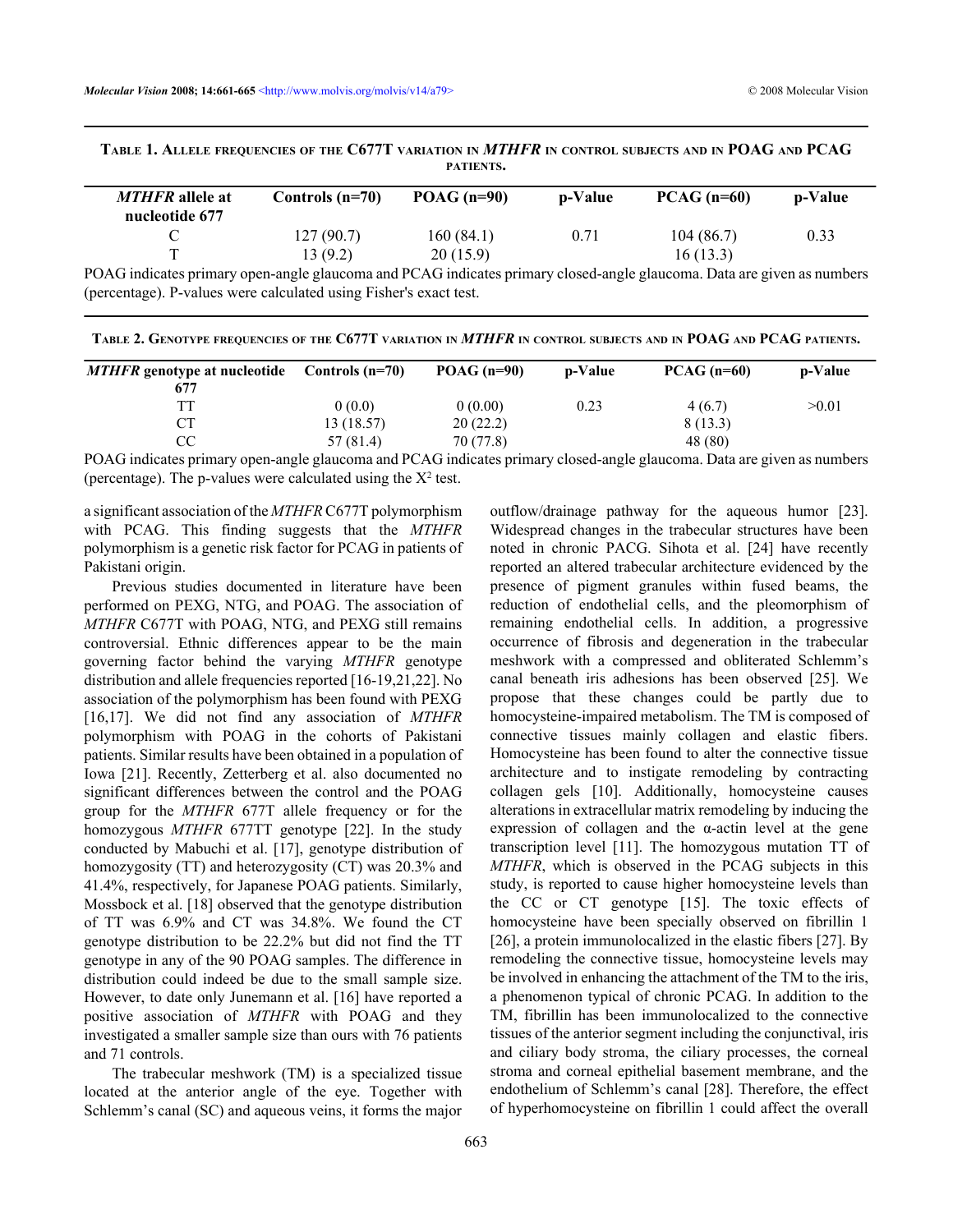**Table 1. Allele frequencies of the C677T variation in *MTHFR* in control subjects and in POAG and PCAG patients.**

| *MTHFR* allele at nucleotide 677 | Controls (n=70) | POAG (n=90) | p-Value | PCAG (n=60) | p-Value |
|---|---|---|---|---|---|
| C | 127 (90.7) | 160 (84.1) | 0.71 | 104 (86.7) | 0.33 |
| T | 13 (9.2) | 20 (15.9) | | 16 (13.3) | |

POAG indicates primary open-angle glaucoma and PCAG indicates primary closed-angle glaucoma. Data are given as numbers (percentage). P-values were calculated using Fisher's exact test.

**Table 2. Genotype frequencies of the C677T variation in *MTHFR* in control subjects and in POAG and PCAG patients.**

| *MTHFR* genotype at nucleotide 677 | Controls (n=70) | POAG (n=90) | p-Value | PCAG (n=60) | p-Value |
|---|---|---|---|---|---|
| TT | 0 (0.0) | 0 (0.00) | 0.23 | 4 (6.7) | >0.01 |
| CT | 13 (18.57) | 20 (22.2) | | 8 (13.3) | |
| CC | 57 (81.4) | 70 (77.8) | | 48 (80) | |

POAG indicates primary open-angle glaucoma and PCAG indicates primary closed-angle glaucoma. Data are given as numbers (percentage). The p-values were calculated using the $X^2$ test.

a significant association of the *MTHFR* C677T polymorphism with PCAG. This finding suggests that the *MTHFR* polymorphism is a genetic risk factor for PCAG in patients of Pakistani origin.

Previous studies documented in literature have been performed on PEXG, NTG, and POAG. The association of *MTHFR* C677T with POAG, NTG, and PEXG still remains controversial. Ethnic differences appear to be the main governing factor behind the varying *MTHFR* genotype distribution and allele frequencies reported [16-19,21,22]. No association of the polymorphism has been found with PEXG [16,17]. We did not find any association of *MTHFR* polymorphism with POAG in the cohorts of Pakistani patients. Similar results have been obtained in a population of Iowa [21]. Recently, Zetterberg et al. also documented no significant differences between the control and the POAG group for the *MTHFR* 677T allele frequency or for the homozygous *MTHFR* 677TT genotype [22]. In the study conducted by Mabuchi et al. [17], genotype distribution of homozygosity (TT) and heterozygosity (CT) was 20.3% and 41.4%, respectively, for Japanese POAG patients. Similarly, Mossbock et al. [18] observed that the genotype distribution of TT was 6.9% and CT was 34.8%. We found the CT genotype distribution to be 22.2% but did not find the TT genotype in any of the 90 POAG samples. The difference in distribution could indeed be due to the small sample size. However, to date only Junemann et al. [16] have reported a positive association of *MTHFR* with POAG and they investigated a smaller sample size than ours with 76 patients and 71 controls.

The trabecular meshwork (TM) is a specialized tissue located at the anterior angle of the eye. Together with Schlemm's canal (SC) and aqueous veins, it forms the major outflow/drainage pathway for the aqueous humor [23]. Widespread changes in the trabecular structures have been noted in chronic PACG. Sihota et al. [24] have recently reported an altered trabecular architecture evidenced by the presence of pigment granules within fused beams, the reduction of endothelial cells, and the pleomorphism of remaining endothelial cells. In addition, a progressive occurrence of fibrosis and degeneration in the trabecular meshwork with a compressed and obliterated Schlemm's canal beneath iris adhesions has been observed [25]. We propose that these changes could be partly due to homocysteine-impaired metabolism. The TM is composed of connective tissues mainly collagen and elastic fibers. Homocysteine has been found to alter the connective tissue architecture and to instigate remodeling by contracting collagen gels [10]. Additionally, homocysteine causes alterations in extracellular matrix remodeling by inducing the expression of collagen and the α-actin level at the gene transcription level [11]. The homozygous mutation TT of *MTHFR*, which is observed in the PCAG subjects in this study, is reported to cause higher homocysteine levels than the CC or CT genotype [15]. The toxic effects of homocysteine have been specially observed on fibrillin 1 [26], a protein immunolocalized in the elastic fibers [27]. By remodeling the connective tissue, homocysteine levels may be involved in enhancing the attachment of the TM to the iris, a phenomenon typical of chronic PCAG. In addition to the TM, fibrillin has been immunolocalized to the connective tissues of the anterior segment including the conjunctival, iris and ciliary body stroma, the ciliary processes, the corneal stroma and corneal epithelial basement membrane, and the endothelium of Schlemm's canal [28]. Therefore, the effect of hyperhomocysteine on fibrillin 1 could affect the overall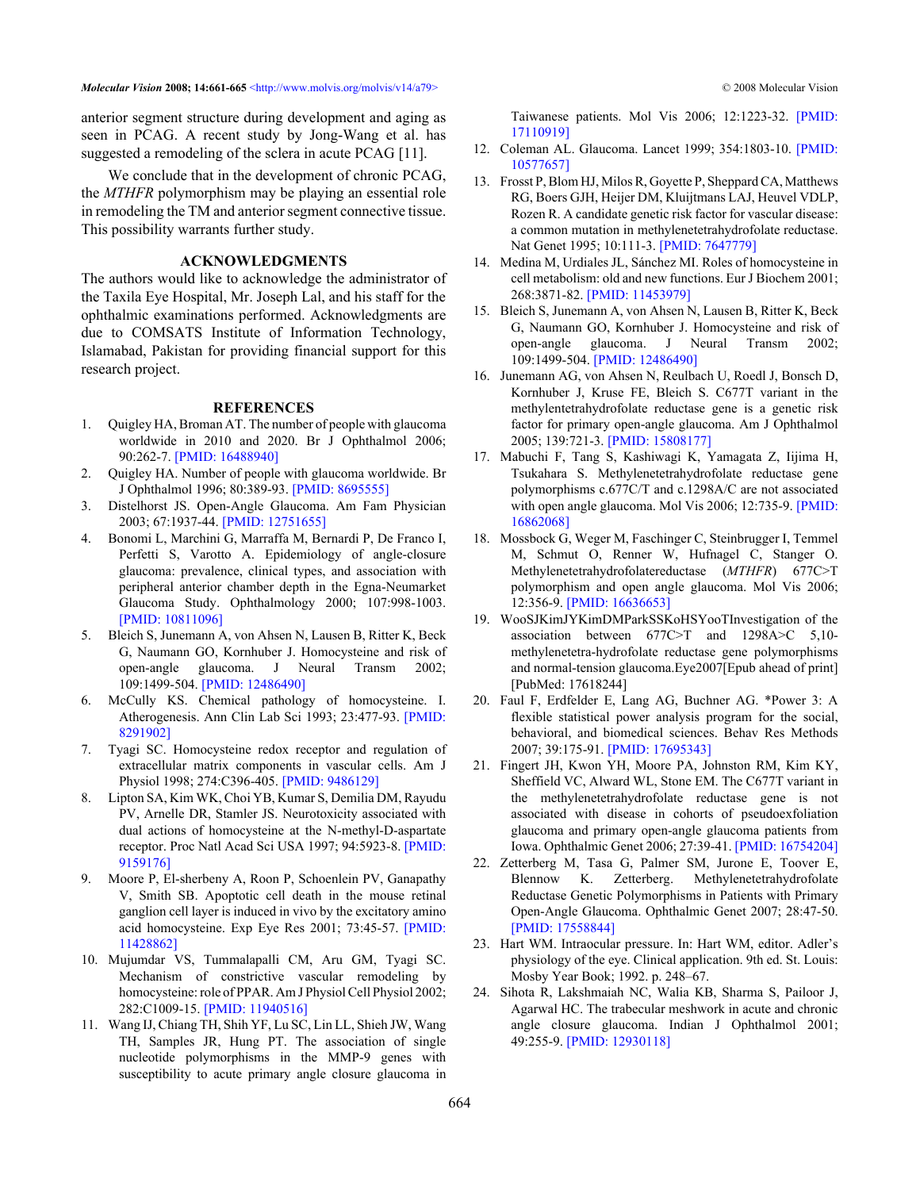anterior segment structure during development and aging as seen in PCAG. A recent study by Jong-Wang et al. has suggested a remodeling of the sclera in acute PCAG [11].

We conclude that in the development of chronic PCAG, the *MTHFR* polymorphism may be playing an essential role in remodeling the TM and anterior segment connective tissue. This possibility warrants further study.

## ACKNOWLEDGMENTS

The authors would like to acknowledge the administrator of the Taxila Eye Hospital, Mr. Joseph Lal, and his staff for the ophthalmic examinations performed. Acknowledgments are due to COMSATS Institute of Information Technology, Islamabad, Pakistan for providing financial support for this research project.

## REFERENCES

1. Quigley HA, Broman AT. The number of people with glaucoma worldwide in 2010 and 2020. Br J Ophthalmol 2006; 90:262-7. [PMID: 16488940]
2. Quigley HA. Number of people with glaucoma worldwide. Br J Ophthalmol 1996; 80:389-93. [PMID: 8695555]
3. Distelhorst JS. Open-Angle Glaucoma. Am Fam Physician 2003; 67:1937-44. [PMID: 12751655]
4. Bonomi L, Marchini G, Marraffa M, Bernardi P, De Franco I, Perfetti S, Varotto A. Epidemiology of angle-closure glaucoma: prevalence, clinical types, and association with peripheral anterior chamber depth in the Egna-Neumarket Glaucoma Study. Ophthalmology 2000; 107:998-1003. [PMID: 10811096]
5. Bleich S, Junemann A, von Ahsen N, Lausen B, Ritter K, Beck G, Naumann GO, Kornhuber J. Homocysteine and risk of open-angle glaucoma. J Neural Transm 2002; 109:1499-504. [PMID: 12486490]
6. McCully KS. Chemical pathology of homocysteine. I. Atherogenesis. Ann Clin Lab Sci 1993; 23:477-93. [PMID: 8291902]
7. Tyagi SC. Homocysteine redox receptor and regulation of extracellular matrix components in vascular cells. Am J Physiol 1998; 274:C396-405. [PMID: 9486129]
8. Lipton SA, Kim WK, Choi YB, Kumar S, Demilia DM, Rayudu PV, Arnelle DR, Stamler JS. Neurotoxicity associated with dual actions of homocysteine at the N-methyl-D-aspartate receptor. Proc Natl Acad Sci USA 1997; 94:5923-8. [PMID: 9159176]
9. Moore P, El-sherbeny A, Roon P, Schoenlein PV, Ganapathy V, Smith SB. Apoptotic cell death in the mouse retinal ganglion cell layer is induced in vivo by the excitatory amino acid homocysteine. Exp Eye Res 2001; 73:45-57. [PMID: 11428862]
10. Mujumdar VS, Tummalapalli CM, Aru GM, Tyagi SC. Mechanism of constrictive vascular remodeling by homocysteine: role of PPAR. Am J Physiol Cell Physiol 2002; 282:C1009-15. [PMID: 11940516]
11. Wang IJ, Chiang TH, Shih YF, Lu SC, Lin LL, Shieh JW, Wang TH, Samples JR, Hung PT. The association of single nucleotide polymorphisms in the MMP-9 genes with susceptibility to acute primary angle closure glaucoma in Taiwanese patients. Mol Vis 2006; 12:1223-32. [PMID: 17110919]
12. Coleman AL. Glaucoma. Lancet 1999; 354:1803-10. [PMID: 10577657]
13. Frosst P, Blom HJ, Milos R, Goyette P, Sheppard CA, Matthews RG, Boers GJH, Heijer DM, Kluijtmans LAJ, Heuvel VDLP, Rozen R. A candidate genetic risk factor for vascular disease: a common mutation in methylenetetrahydrofolate reductase. Nat Genet 1995; 10:111-3. [PMID: 7647779]
14. Medina M, Urdiales JL, Sánchez MI. Roles of homocysteine in cell metabolism: old and new functions. Eur J Biochem 2001; 268:3871-82. [PMID: 11453979]
15. Bleich S, Junemann A, von Ahsen N, Lausen B, Ritter K, Beck G, Naumann GO, Kornhuber J. Homocysteine and risk of open-angle glaucoma. J Neural Transm 2002; 109:1499-504. [PMID: 12486490]
16. Junemann AG, von Ahsen N, Reulbach U, Roedl J, Bonsch D, Kornhuber J, Kruse FE, Bleich S. C677T variant in the methylentetrahydrofolate reductase gene is a genetic risk factor for primary open-angle glaucoma. Am J Ophthalmol 2005; 139:721-3. [PMID: 15808177]
17. Mabuchi F, Tang S, Kashiwagi K, Yamagata Z, Iijima H, Tsukahara S. Methylenetetrahydrofolate reductase gene polymorphisms c.677C/T and c.1298A/C are not associated with open angle glaucoma. Mol Vis 2006; 12:735-9. [PMID: 16862068]
18. Mossbock G, Weger M, Faschinger C, Steinbrugger I, Temmel M, Schmut O, Renner W, Hufnagel C, Stanger O. Methylenetetrahydrofolatereductase (*MTHFR*) 677C>T polymorphism and open angle glaucoma. Mol Vis 2006; 12:356-9. [PMID: 16636653]
19. WooSJKimJYKimDMParkSSKoHSYooTInvestigation of the association between 677C>T and 1298A>C 5,10-methylenetetra-hydrofolate reductase gene polymorphisms and normal-tension glaucoma.Eye2007[Epub ahead of print] [PubMed: 17618244]
20. Faul F, Erdfelder E, Lang AG, Buchner AG. *Power 3: A flexible statistical power analysis program for the social, behavioral, and biomedical sciences. Behav Res Methods 2007; 39:175-91. [PMID: 17695343]
21. Fingert JH, Kwon YH, Moore PA, Johnston RM, Kim KY, Sheffield VC, Alward WL, Stone EM. The C677T variant in the methylenetetrahydrofolate reductase gene is not associated with disease in cohorts of pseudoexfoliation glaucoma and primary open-angle glaucoma patients from Iowa. Ophthalmic Genet 2006; 27:39-41. [PMID: 16754204]
22. Zetterberg M, Tasa G, Palmer SM, Jurone E, Toover E, Blennow K. Zetterberg. Methylenetetrahydrofolate Reductase Genetic Polymorphisms in Patients with Primary Open-Angle Glaucoma. Ophthalmic Genet 2007; 28:47-50. [PMID: 17558844]
23. Hart WM. Intraocular pressure. In: Hart WM, editor. Adler's physiology of the eye. Clinical application. 9th ed. St. Louis: Mosby Year Book; 1992. p. 248–67.
24. Sihota R, Lakshmaiah NC, Walia KB, Sharma S, Pailoor J, Agarwal HC. The trabecular meshwork in acute and chronic angle closure glaucoma. Indian J Ophthalmol 2001; 49:255-9. [PMID: 12930118]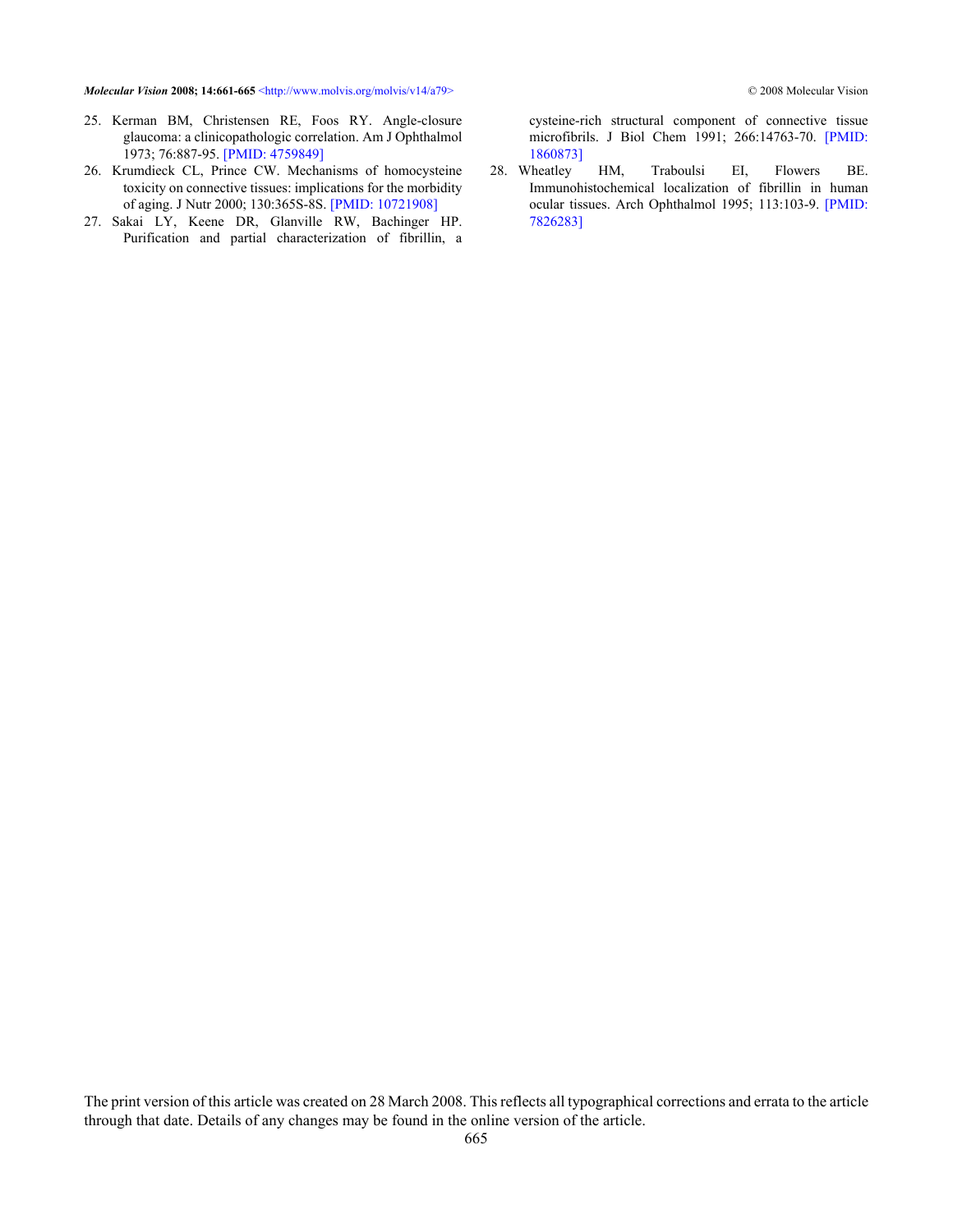25. Kerman BM, Christensen RE, Foos RY. Angle-closure glaucoma: a clinicopathologic correlation. Am J Ophthalmol 1973; 76:887-95. [PMID: 4759849]
26. Krumdieck CL, Prince CW. Mechanisms of homocysteine toxicity on connective tissues: implications for the morbidity of aging. J Nutr 2000; 130:365S-8S. [PMID: 10721908]
27. Sakai LY, Keene DR, Glanville RW, Bachinger HP. Purification and partial characterization of fibrillin, a cysteine-rich structural component of connective tissue microfibrils. J Biol Chem 1991; 266:14763-70. [PMID: 1860873]
28. Wheatley HM, Traboulsi EI, Flowers BE. Immunohistochemical localization of fibrillin in human ocular tissues. Arch Ophthalmol 1995; 113:103-9. [PMID: 7826283]

The print version of this article was created on 28 March 2008. This reflects all typographical corrections and errata to the article through that date. Details of any changes may be found in the online version of the article.